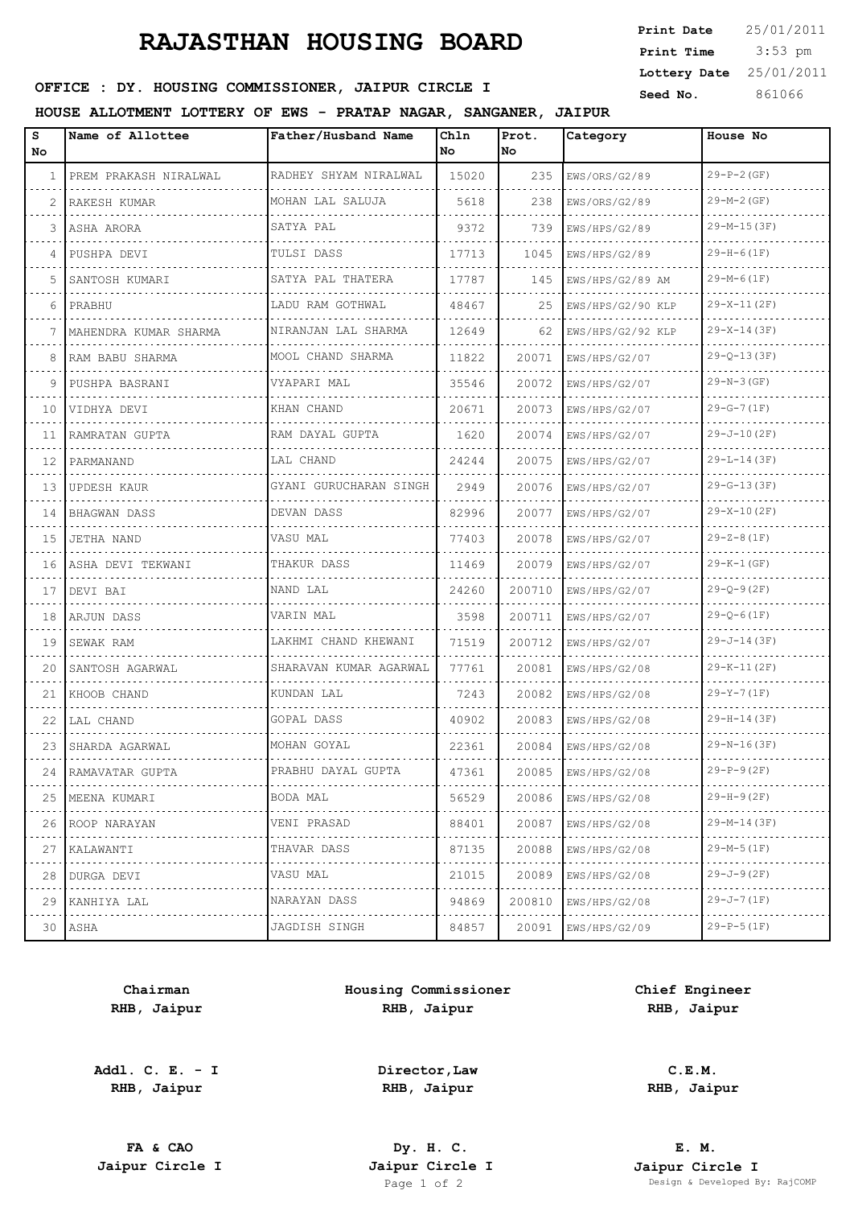# RAJASTHAN HOUSING BOARD

**Print Date** 25/01/2011
**Print Time** 3:53 pm
**Lottery Date** 25/01/2011
**Seed No.** 861066

**OFFICE : DY. HOUSING COMMISSIONER, JAIPUR CIRCLE I**

**HOUSE ALLOTMENT LOTTERY OF EWS - PRATAP NAGAR, SANGANER, JAIPUR**

| S No | Name of Allottee | Father/Husband Name | Chln No | Prot. No | Category | House No |
|---|---|---|---|---|---|---|
| 1 | PREM PRAKASH NIRALWAL | RADHEY SHYAM NIRALWAL | 15020 | 235 | EWS/ORS/G2/89 | 29-P-2(GF) |
| 2 | RAKESH KUMAR | MOHAN LAL SALUJA | 5618 | 238 | EWS/ORS/G2/89 | 29-M-2(GF) |
| 3 | ASHA ARORA | SATYA PAL | 9372 | 739 | EWS/HPS/G2/89 | 29-M-15(3F) |
| 4 | PUSHPA DEVI | TULSI DASS | 17713 | 1045 | EWS/HPS/G2/89 | 29-H-6(1F) |
| 5 | SANTOSH KUMARI | SATYA PAL THATERA | 17787 | 145 | EWS/HPS/G2/89 AM | 29-M-6(1F) |
| 6 | PRABHU | LADU RAM GOTHWAL | 48467 | 25 | EWS/HPS/G2/90 KLP | 29-X-11(2F) |
| 7 | MAHENDRA KUMAR SHARMA | NIRANJAN LAL SHARMA | 12649 | 62 | EWS/HPS/G2/92 KLP | 29-X-14(3F) |
| 8 | RAM BABU SHARMA | MOOL CHAND SHARMA | 11822 | 20071 | EWS/HPS/G2/07 | 29-Q-13(3F) |
| 9 | PUSHPA BASRANI | VYAPARI MAL | 35546 | 20072 | EWS/HPS/G2/07 | 29-N-3(GF) |
| 10 | VIDHYA DEVI | KHAN CHAND | 20671 | 20073 | EWS/HPS/G2/07 | 29-G-7(1F) |
| 11 | RAMRATAN GUPTA | RAM DAYAL GUPTA | 1620 | 20074 | EWS/HPS/G2/07 | 29-J-10(2F) |
| 12 | PARMANAND | LAL CHAND | 24244 | 20075 | EWS/HPS/G2/07 | 29-L-14(3F) |
| 13 | UPDESH KAUR | GYANI GURUCHARAN SINGH | 2949 | 20076 | EWS/HPS/G2/07 | 29-G-13(3F) |
| 14 | BHAGWAN DASS | DEVAN DASS | 82996 | 20077 | EWS/HPS/G2/07 | 29-X-10(2F) |
| 15 | JETHA NAND | VASU MAL | 77403 | 20078 | EWS/HPS/G2/07 | 29-Z-8(1F) |
| 16 | ASHA DEVI TEKWANI | THAKUR DASS | 11469 | 20079 | EWS/HPS/G2/07 | 29-K-1(GF) |
| 17 | DEVI BAI | NAND LAL | 24260 | 200710 | EWS/HPS/G2/07 | 29-Q-9(2F) |
| 18 | ARJUN DASS | VARIN MAL | 3598 | 200711 | EWS/HPS/G2/07 | 29-Q-6(1F) |
| 19 | SEWAK RAM | LAKHMI CHAND KHEWANI | 71519 | 200712 | EWS/HPS/G2/07 | 29-J-14(3F) |
| 20 | SANTOSH AGARWAL | SHARAVAN KUMAR AGARWAL | 77761 | 20081 | EWS/HPS/G2/08 | 29-K-11(2F) |
| 21 | KHOOB CHAND | KUNDAN LAL | 7243 | 20082 | EWS/HPS/G2/08 | 29-Y-7(1F) |
| 22 | LAL CHAND | GOPAL DASS | 40902 | 20083 | EWS/HPS/G2/08 | 29-H-14(3F) |
| 23 | SHARDA AGARWAL | MOHAN GOYAL | 22361 | 20084 | EWS/HPS/G2/08 | 29-N-16(3F) |
| 24 | RAMAVATAR GUPTA | PRABHU DAYAL GUPTA | 47361 | 20085 | EWS/HPS/G2/08 | 29-P-9(2F) |
| 25 | MEENA KUMARI | BODA MAL | 56529 | 20086 | EWS/HPS/G2/08 | 29-H-9(2F) |
| 26 | ROOP NARAYAN | VENI PRASAD | 88401 | 20087 | EWS/HPS/G2/08 | 29-M-14(3F) |
| 27 | KALAWANTI | THAVAR DASS | 87135 | 20088 | EWS/HPS/G2/08 | 29-M-5(1F) |
| 28 | DURGA DEVI | VASU MAL | 21015 | 20089 | EWS/HPS/G2/08 | 29-J-9(2F) |
| 29 | KANHIYA LAL | NARAYAN DASS | 94869 | 200810 | EWS/HPS/G2/08 | 29-J-7(1F) |
| 30 | ASHA | JAGDISH SINGH | 84857 | 20091 | EWS/HPS/G2/09 | 29-P-5(1F) |

**Chairman**
**RHB, Jaipur**

**Housing Commissioner**
**RHB, Jaipur**

**Chief Engineer**
**RHB, Jaipur**

**Addl. C. E. - I**
**RHB, Jaipur**

**Director,Law**
**RHB, Jaipur**

**C.E.M.**
**RHB, Jaipur**

**FA & CAO**
**Jaipur Circle I**

**Dy. H. C.**
**Jaipur Circle I**

**E. M.**
**Jaipur Circle I**

Design & Developed By: RajCOMP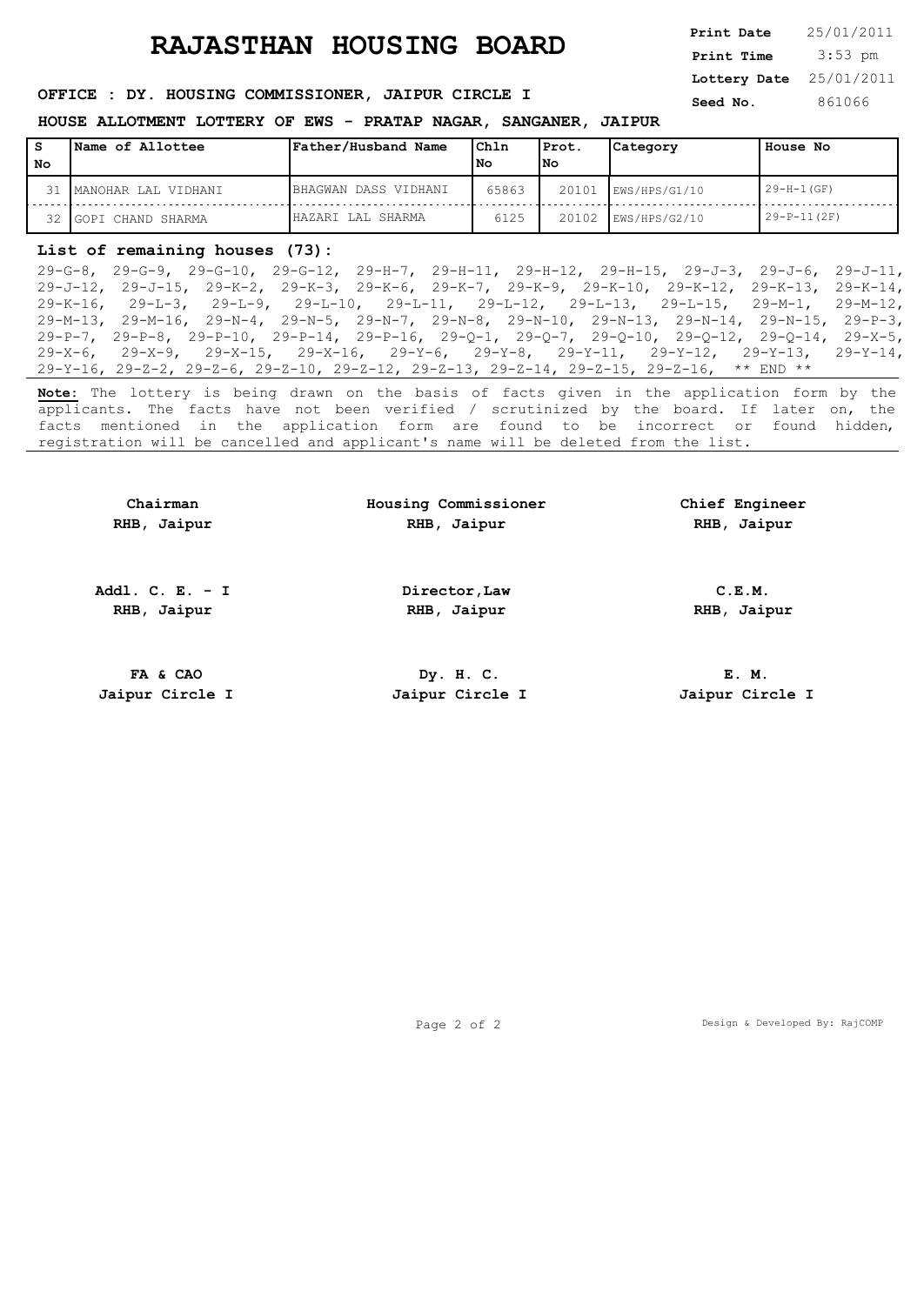# RAJASTHAN HOUSING BOARD

**Print Date** 25/01/2011
**Print Time** 3:53 pm
**Lottery Date** 25/01/2011
**Seed No.** 861066

**OFFICE : DY. HOUSING COMMISSIONER, JAIPUR CIRCLE I**

**HOUSE ALLOTMENT LOTTERY OF EWS - PRATAP NAGAR, SANGANER, JAIPUR**

| S No | Name of Allottee | Father/Husband Name | Chln No | Prot. No | Category | House No |
|---|---|---|---|---|---|---|
| 31 | MANOHAR LAL VIDHANI | BHAGWAN DASS VIDHANI | 65863 | 20101 | EWS/HPS/G1/10 | 29-H-1(GF) |
| 32 | GOPI CHAND SHARMA | HAZARI LAL SHARMA | 6125 | 20102 | EWS/HPS/G2/10 | 29-P-11(2F) |

**List of remaining houses (73):**

29-G-8, 29-G-9, 29-G-10, 29-G-12, 29-H-7, 29-H-11, 29-H-12, 29-H-15, 29-J-3, 29-J-6, 29-J-11, 29-J-12, 29-J-15, 29-K-2, 29-K-3, 29-K-6, 29-K-7, 29-K-9, 29-K-10, 29-K-12, 29-K-13, 29-K-14, 29-K-16, 29-L-3, 29-L-9, 29-L-10, 29-L-11, 29-L-12, 29-L-13, 29-L-15, 29-M-1, 29-M-12, 29-M-13, 29-M-16, 29-N-4, 29-N-5, 29-N-7, 29-N-8, 29-N-10, 29-N-13, 29-N-14, 29-N-15, 29-P-3, 29-P-7, 29-P-8, 29-P-10, 29-P-14, 29-P-16, 29-Q-1, 29-Q-7, 29-Q-10, 29-Q-12, 29-Q-14, 29-X-5, 29-X-6, 29-X-9, 29-X-15, 29-X-16, 29-Y-6, 29-Y-8, 29-Y-11, 29-Y-12, 29-Y-13, 29-Y-14, 29-Y-16, 29-Z-2, 29-Z-6, 29-Z-10, 29-Z-12, 29-Z-13, 29-Z-14, 29-Z-15, 29-Z-16, ** END **

**Note:** The lottery is being drawn on the basis of facts given in the application form by the applicants. The facts have not been verified / scrutinized by the board. If later on, the facts mentioned in the application form are found to be incorrect or found hidden, registration will be cancelled and applicant's name will be deleted from the list.

| | | |
|---|---|---|
| **Chairman**<br>**RHB, Jaipur** | **Housing Commissioner**<br>**RHB, Jaipur** | **Chief Engineer**<br>**RHB, Jaipur** |
| **Addl. C. E. - I**<br>**RHB, Jaipur** | **Director,Law**<br>**RHB, Jaipur** | **C.E.M.**<br>**RHB, Jaipur** |
| **FA & CAO**<br>**Jaipur Circle I** | **Dy. H. C.**<br>**Jaipur Circle I** | **E. M.**<br>**Jaipur Circle I** |

Design & Developed By: RajCOMP